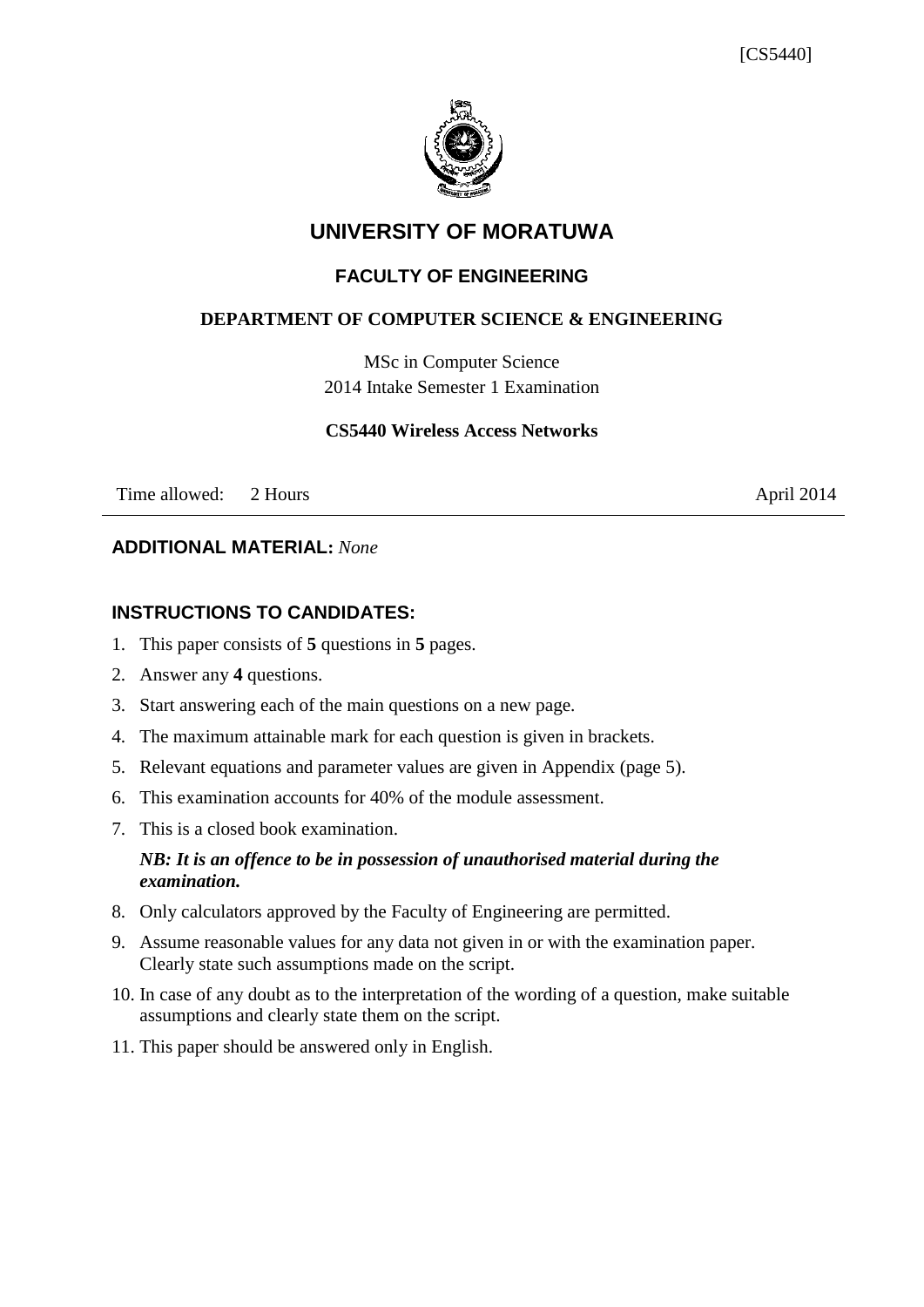[CS5440]

# UNIVERSITY OF MORATUWA

## FACULTY OF ENGINEERING

### DEPARTMENT OF COMPUTER SCIENCE & ENGINEERING

MSc in Computer Science
2014 Intake Semester 1 Examination

**CS5440 Wireless Access Networks**

Time allowed: 2 Hours April 2014

---

**ADDITIONAL MATERIAL:** *None*

**INSTRUCTIONS TO CANDIDATES:**

1. This paper consists of **5** questions in **5** pages.
2. Answer any **4** questions.
3. Start answering each of the main questions on a new page.
4. The maximum attainable mark for each question is given in brackets.
5. Relevant equations and parameter values are given in Appendix (page 5).
6. This examination accounts for 40% of the module assessment.
7. This is a closed book examination.

   ***NB: It is an offence to be in possession of unauthorised material during the examination.***
8. Only calculators approved by the Faculty of Engineering are permitted.
9. Assume reasonable values for any data not given in or with the examination paper. Clearly state such assumptions made on the script.
10. In case of any doubt as to the interpretation of the wording of a question, make suitable assumptions and clearly state them on the script.
11. This paper should be answered only in English.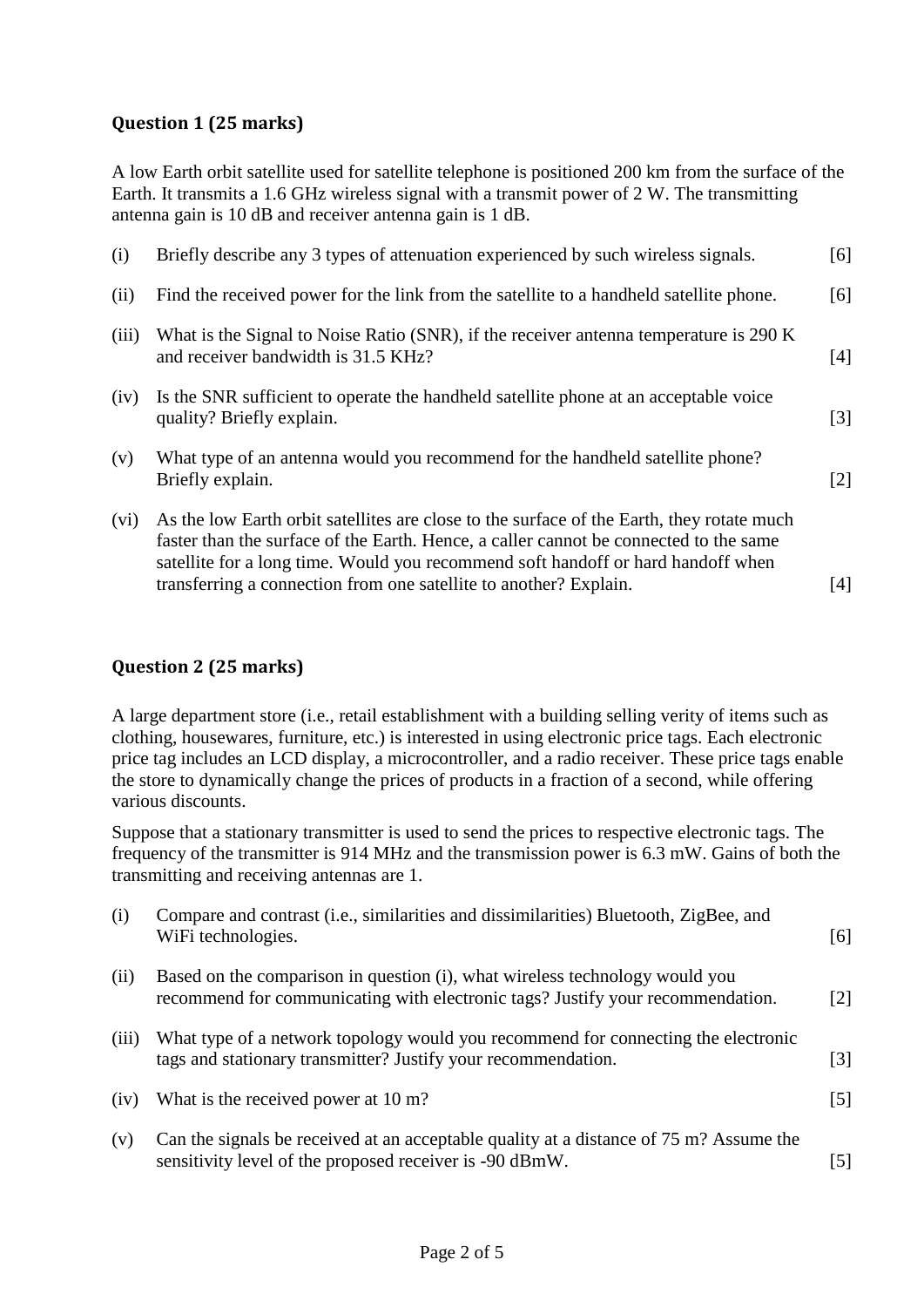### Question 1 (25 marks)

A low Earth orbit satellite used for satellite telephone is positioned 200 km from the surface of the Earth. It transmits a 1.6 GHz wireless signal with a transmit power of 2 W. The transmitting antenna gain is 10 dB and receiver antenna gain is 1 dB.

| | | |
|---|---|---|
| (i) | Briefly describe any 3 types of attenuation experienced by such wireless signals. | [6] |
| (ii) | Find the received power for the link from the satellite to a handheld satellite phone. | [6] |
| (iii) | What is the Signal to Noise Ratio (SNR), if the receiver antenna temperature is 290 K and receiver bandwidth is 31.5 KHz? | [4] |
| (iv) | Is the SNR sufficient to operate the handheld satellite phone at an acceptable voice quality? Briefly explain. | [3] |
| (v) | What type of an antenna would you recommend for the handheld satellite phone? Briefly explain. | [2] |
| (vi) | As the low Earth orbit satellites are close to the surface of the Earth, they rotate much faster than the surface of the Earth. Hence, a caller cannot be connected to the same satellite for a long time. Would you recommend soft handoff or hard handoff when transferring a connection from one satellite to another? Explain. | [4] |

### Question 2 (25 marks)

A large department store (i.e., retail establishment with a building selling verity of items such as clothing, housewares, furniture, etc.) is interested in using electronic price tags. Each electronic price tag includes an LCD display, a microcontroller, and a radio receiver. These price tags enable the store to dynamically change the prices of products in a fraction of a second, while offering various discounts.

Suppose that a stationary transmitter is used to send the prices to respective electronic tags. The frequency of the transmitter is 914 MHz and the transmission power is 6.3 mW. Gains of both the transmitting and receiving antennas are 1.

| | | |
|---|---|---|
| (i) | Compare and contrast (i.e., similarities and dissimilarities) Bluetooth, ZigBee, and WiFi technologies. | [6] |
| (ii) | Based on the comparison in question (i), what wireless technology would you recommend for communicating with electronic tags? Justify your recommendation. | [2] |
| (iii) | What type of a network topology would you recommend for connecting the electronic tags and stationary transmitter? Justify your recommendation. | [3] |
| (iv) | What is the received power at 10 m? | [5] |
| (v) | Can the signals be received at an acceptable quality at a distance of 75 m? Assume the sensitivity level of the proposed receiver is -90 dBmW. | [5] |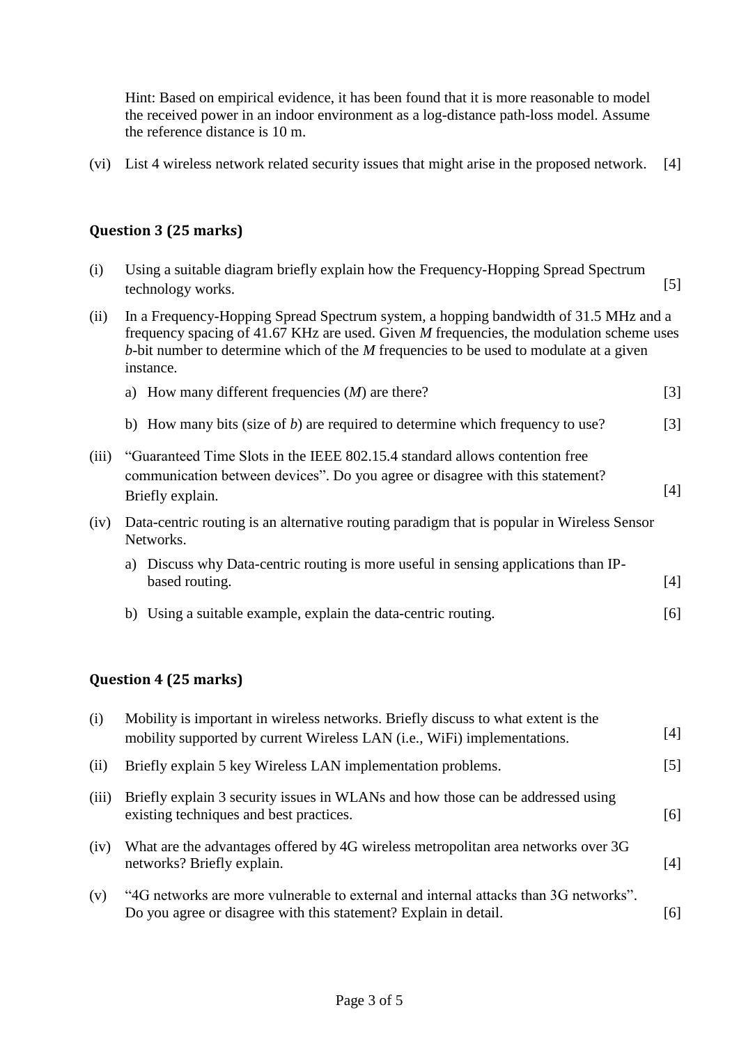Hint: Based on empirical evidence, it has been found that it is more reasonable to model the received power in an indoor environment as a log-distance path-loss model. Assume the reference distance is 10 m.

(vi) List 4 wireless network related security issues that might arise in the proposed network. [4]

### Question 3 (25 marks)

(i) Using a suitable diagram briefly explain how the Frequency-Hopping Spread Spectrum technology works. [5]

(ii) In a Frequency-Hopping Spread Spectrum system, a hopping bandwidth of 31.5 MHz and a frequency spacing of 41.67 KHz are used. Given $M$ frequencies, the modulation scheme uses $b$-bit number to determine which of the $M$ frequencies to be used to modulate at a given instance.

a) How many different frequencies ($M$) are there? [3]

b) How many bits (size of $b$) are required to determine which frequency to use? [3]

(iii) "Guaranteed Time Slots in the IEEE 802.15.4 standard allows contention free communication between devices". Do you agree or disagree with this statement? Briefly explain. [4]

(iv) Data-centric routing is an alternative routing paradigm that is popular in Wireless Sensor Networks.

a) Discuss why Data-centric routing is more useful in sensing applications than IP-based routing. [4]

b) Using a suitable example, explain the data-centric routing. [6]

### Question 4 (25 marks)

(i) Mobility is important in wireless networks. Briefly discuss to what extent is the mobility supported by current Wireless LAN (i.e., WiFi) implementations. [4]

(ii) Briefly explain 5 key Wireless LAN implementation problems. [5]

(iii) Briefly explain 3 security issues in WLANs and how those can be addressed using existing techniques and best practices. [6]

(iv) What are the advantages offered by 4G wireless metropolitan area networks over 3G networks? Briefly explain. [4]

(v) "4G networks are more vulnerable to external and internal attacks than 3G networks". Do you agree or disagree with this statement? Explain in detail. [6]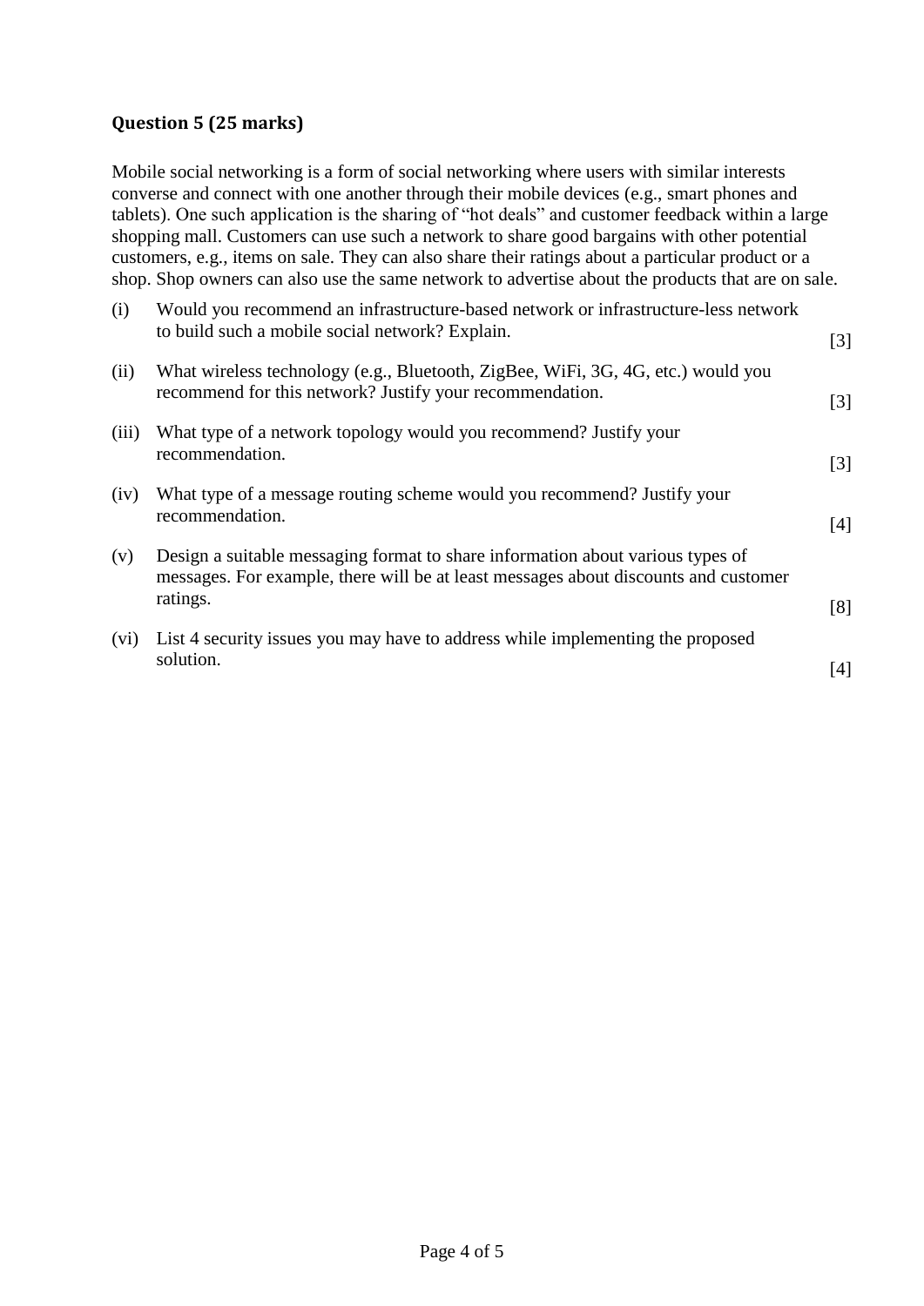**Question 5 (25 marks)**

Mobile social networking is a form of social networking where users with similar interests converse and connect with one another through their mobile devices (e.g., smart phones and tablets). One such application is the sharing of "hot deals" and customer feedback within a large shopping mall. Customers can use such a network to share good bargains with other potential customers, e.g., items on sale. They can also share their ratings about a particular product or a shop. Shop owners can also use the same network to advertise about the products that are on sale.

(i) Would you recommend an infrastructure-based network or infrastructure-less network to build such a mobile social network? Explain. [3]

(ii) What wireless technology (e.g., Bluetooth, ZigBee, WiFi, 3G, 4G, etc.) would you recommend for this network? Justify your recommendation. [3]

(iii) What type of a network topology would you recommend? Justify your recommendation. [3]

(iv) What type of a message routing scheme would you recommend? Justify your recommendation. [4]

(v) Design a suitable messaging format to share information about various types of messages. For example, there will be at least messages about discounts and customer ratings. [8]

(vi) List 4 security issues you may have to address while implementing the proposed solution. [4]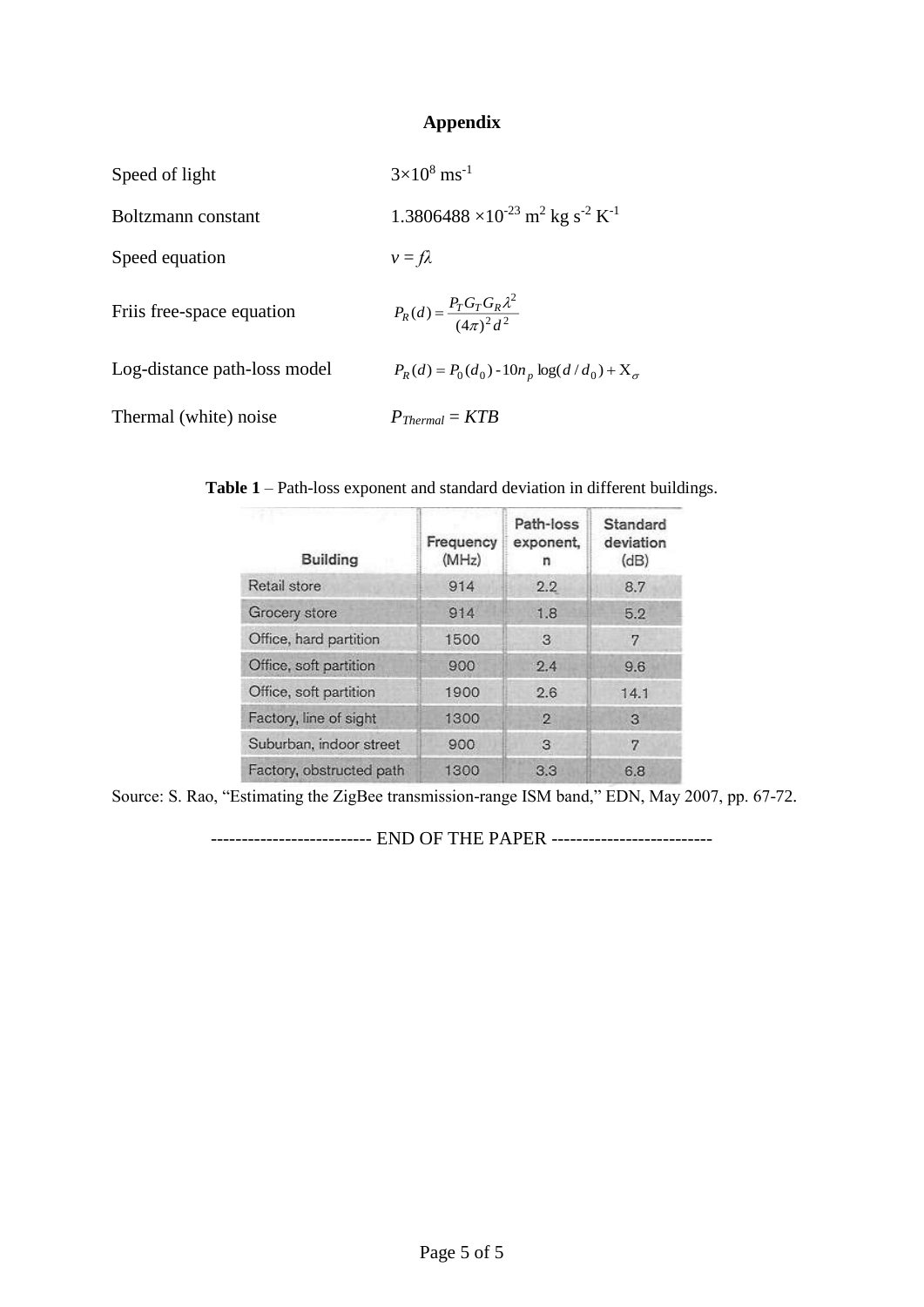## Appendix

| | |
|---|---|
| Speed of light | $3\times10^{8}$ ms$^{-1}$ |
| Boltzmann constant | $1.3806488\times10^{-23}$ m$^{2}$ kg s$^{-2}$ K$^{-1}$ |
| Speed equation | $v = f\lambda$ |
| Friis free-space equation | $P_R(d) = \frac{P_T G_T G_R \lambda^2}{(4\pi)^2 d^2}$ |
| Log-distance path-loss model | $P_R(d) = P_0(d_0) - 10n_p \log(d/d_0) + X_\sigma$ |
| Thermal (white) noise | $P_{Thermal} = KTB$ |

**Table 1** – Path-loss exponent and standard deviation in different buildings.

| Building | Frequency (MHz) | Path-loss exponent, n | Standard deviation (dB) |
|---|---|---|---|
| Retail store | 914 | 2.2 | 8.7 |
| Grocery store | 914 | 1.8 | 5.2 |
| Office, hard partition | 1500 | 3 | 7 |
| Office, soft partition | 900 | 2.4 | 9.6 |
| Office, soft partition | 1900 | 2.6 | 14.1 |
| Factory, line of sight | 1300 | 2 | 3 |
| Suburban, indoor street | 900 | 3 | 7 |
| Factory, obstructed path | 1300 | 3.3 | 6.8 |

Source: S. Rao, "Estimating the ZigBee transmission-range ISM band," EDN, May 2007, pp. 67-72.

------------------------- END OF THE PAPER -------------------------